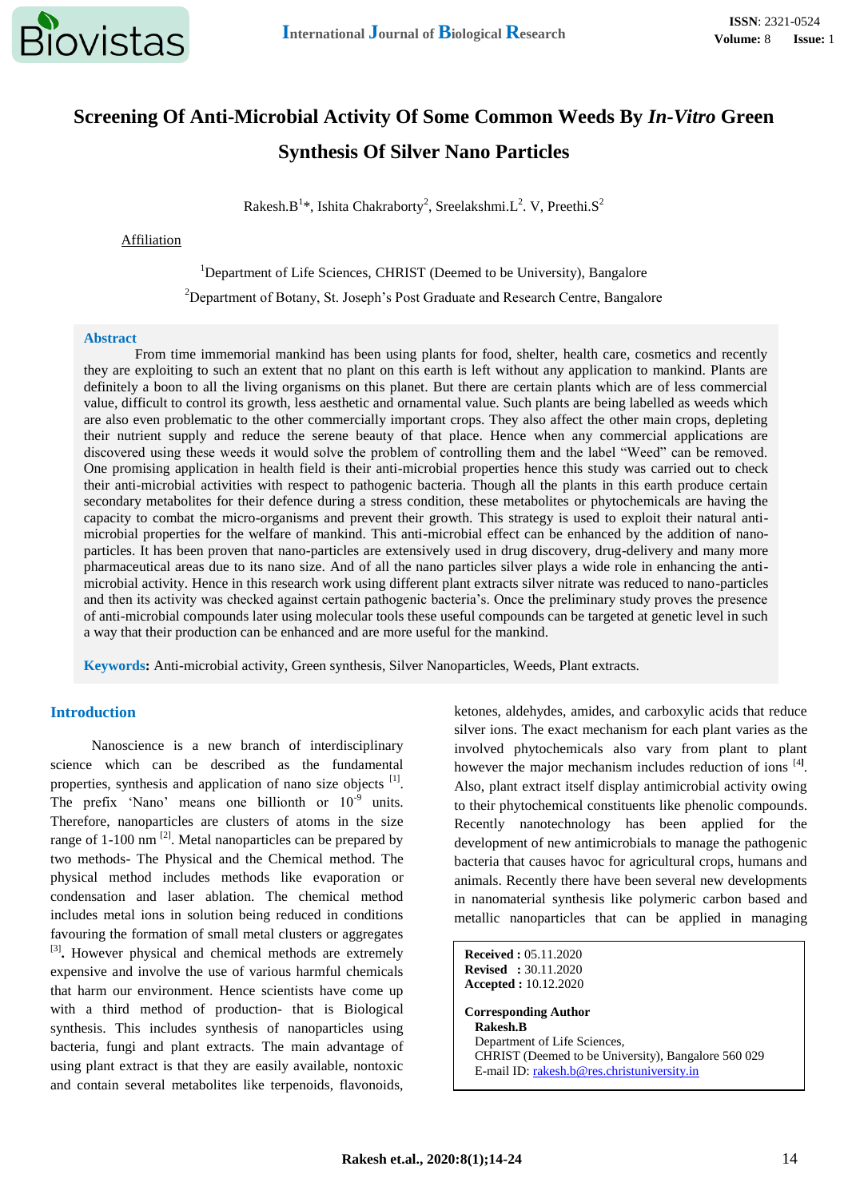# Screening Of Anti-Microbial Activity Of Some Common Weeds By *In-Vitro* Green Synthesis Of Silver Nano Particles

Rakesh.B[1]*, Ishita Chakraborty[2], Sreelakshmi.L[2]. V, Preethi.S[2]

Affiliation

[1]Department of Life Sciences, CHRIST (Deemed to be University), Bangalore

[2]Department of Botany, St. Joseph's Post Graduate and Research Centre, Bangalore

## Abstract

From time immemorial mankind has been using plants for food, shelter, health care, cosmetics and recently they are exploiting to such an extent that no plant on this earth is left without any application to mankind. Plants are definitely a boon to all the living organisms on this planet. But there are certain plants which are of less commercial value, difficult to control its growth, less aesthetic and ornamental value. Such plants are being labelled as weeds which are also even problematic to the other commercially important crops. They also affect the other main crops, depleting their nutrient supply and reduce the serene beauty of that place. Hence when any commercial applications are discovered using these weeds it would solve the problem of controlling them and the label "Weed" can be removed. One promising application in health field is their anti-microbial properties hence this study was carried out to check their anti-microbial activities with respect to pathogenic bacteria. Though all the plants in this earth produce certain secondary metabolites for their defence during a stress condition, these metabolites or phytochemicals are having the capacity to combat the micro-organisms and prevent their growth. This strategy is used to exploit their natural anti-microbial properties for the welfare of mankind. This anti-microbial effect can be enhanced by the addition of nano-particles. It has been proven that nano-particles are extensively used in drug discovery, drug-delivery and many more pharmaceutical areas due to its nano size. And of all the nano particles silver plays a wide role in enhancing the anti-microbial activity. Hence in this research work using different plant extracts silver nitrate was reduced to nano-particles and then its activity was checked against certain pathogenic bacteria's. Once the preliminary study proves the presence of anti-microbial compounds later using molecular tools these useful compounds can be targeted at genetic level in such a way that their production can be enhanced and are more useful for the mankind.

**Keywords:** Anti-microbial activity, Green synthesis, Silver Nanoparticles, Weeds, Plant extracts.

## Introduction

Nanoscience is a new branch of interdisciplinary science which can be described as the fundamental properties, synthesis and application of nano size objects [1]. The prefix 'Nano' means one billionth or $10^{-9}$ units. Therefore, nanoparticles are clusters of atoms in the size range of 1-100 nm [2]. Metal nanoparticles can be prepared by two methods- The Physical and the Chemical method. The physical method includes methods like evaporation or condensation and laser ablation. The chemical method includes metal ions in solution being reduced in conditions favouring the formation of small metal clusters or aggregates [3]. However physical and chemical methods are extremely expensive and involve the use of various harmful chemicals that harm our environment. Hence scientists have come up with a third method of production- that is Biological synthesis. This includes synthesis of nanoparticles using bacteria, fungi and plant extracts. The main advantage of using plant extract is that they are easily available, nontoxic and contain several metabolites like terpenoids, flavonoids, ketones, aldehydes, amides, and carboxylic acids that reduce silver ions. The exact mechanism for each plant varies as the involved phytochemicals also vary from plant to plant however the major mechanism includes reduction of ions [4]. Also, plant extract itself display antimicrobial activity owing to their phytochemical constituents like phenolic compounds. Recently nanotechnology has been applied for the development of new antimicrobials to manage the pathogenic bacteria that causes havoc for agricultural crops, humans and animals. Recently there have been several new developments in nanomaterial synthesis like polymeric carbon based and metallic nanoparticles that can be applied in managing

**Received :** 05.11.2020
**Revised :** 30.11.2020
**Accepted :** 10.12.2020

**Corresponding Author**
**Rakesh.B**
Department of Life Sciences,
CHRIST (Deemed to be University), Bangalore 560 029
E-mail ID: rakesh.b@res.christuniversity.in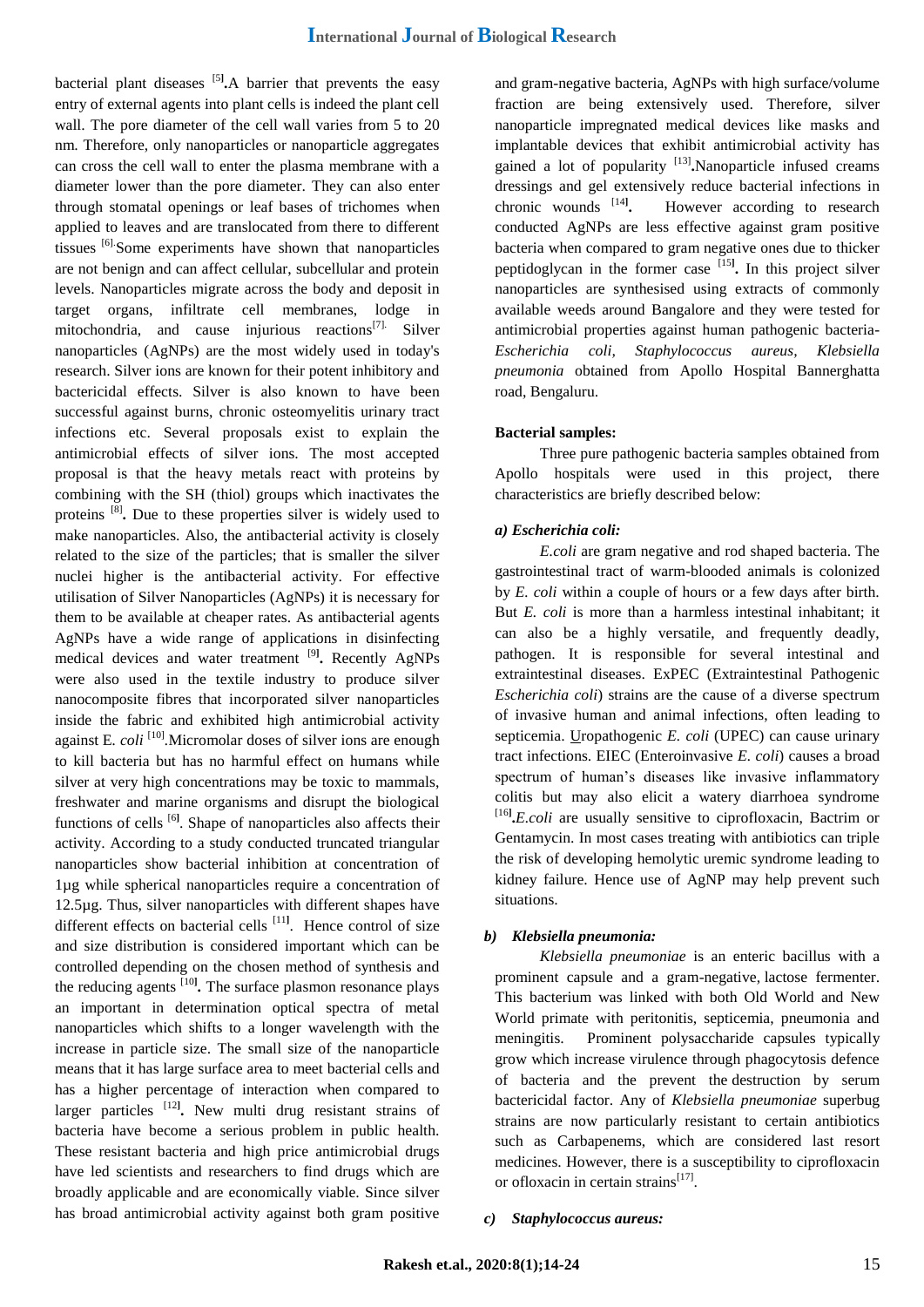bacterial plant diseases [5]. A barrier that prevents the easy entry of external agents into plant cells is indeed the plant cell wall. The pore diameter of the cell wall varies from 5 to 20 nm. Therefore, only nanoparticles or nanoparticle aggregates can cross the cell wall to enter the plasma membrane with a diameter lower than the pore diameter. They can also enter through stomatal openings or leaf bases of trichomes when applied to leaves and are translocated from there to different tissues [6]. Some experiments have shown that nanoparticles are not benign and can affect cellular, subcellular and protein levels. Nanoparticles migrate across the body and deposit in target organs, infiltrate cell membranes, lodge in mitochondria, and cause injurious reactions[7]. Silver nanoparticles (AgNPs) are the most widely used in today's research. Silver ions are known for their potent inhibitory and bactericidal effects. Silver is also known to have been successful against burns, chronic osteomyelitis urinary tract infections etc. Several proposals exist to explain the antimicrobial effects of silver ions. The most accepted proposal is that the heavy metals react with proteins by combining with the SH (thiol) groups which inactivates the proteins [8]. Due to these properties silver is widely used to make nanoparticles. Also, the antibacterial activity is closely related to the size of the particles; that is smaller the silver nuclei higher is the antibacterial activity. For effective utilisation of Silver Nanoparticles (AgNPs) it is necessary for them to be available at cheaper rates. As antibacterial agents AgNPs have a wide range of applications in disinfecting medical devices and water treatment [9]. Recently AgNPs were also used in the textile industry to produce silver nanocomposite fibres that incorporated silver nanoparticles inside the fabric and exhibited high antimicrobial activity against E. *coli* [10]. Micromolar doses of silver ions are enough to kill bacteria but has no harmful effect on humans while silver at very high concentrations may be toxic to mammals, freshwater and marine organisms and disrupt the biological functions of cells [6]. Shape of nanoparticles also affects their activity. According to a study conducted truncated triangular nanoparticles show bacterial inhibition at concentration of 1µg while spherical nanoparticles require a concentration of 12.5µg. Thus, silver nanoparticles with different shapes have different effects on bacterial cells [11]. Hence control of size and size distribution is considered important which can be controlled depending on the chosen method of synthesis and the reducing agents [10]. The surface plasmon resonance plays an important in determination optical spectra of metal nanoparticles which shifts to a longer wavelength with the increase in particle size. The small size of the nanoparticle means that it has large surface area to meet bacterial cells and has a higher percentage of interaction when compared to larger particles [12]. New multi drug resistant strains of bacteria have become a serious problem in public health. These resistant bacteria and high price antimicrobial drugs have led scientists and researchers to find drugs which are broadly applicable and are economically viable. Since silver has broad antimicrobial activity against both gram positive and gram-negative bacteria, AgNPs with high surface/volume fraction are being extensively used. Therefore, silver nanoparticle impregnated medical devices like masks and implantable devices that exhibit antimicrobial activity has gained a lot of popularity [13]. Nanoparticle infused creams dressings and gel extensively reduce bacterial infections in chronic wounds [14]. However according to research conducted AgNPs are less effective against gram positive bacteria when compared to gram negative ones due to thicker peptidoglycan in the former case [15]. In this project silver nanoparticles are synthesised using extracts of commonly available weeds around Bangalore and they were tested for antimicrobial properties against human pathogenic bacteria- *Escherichia coli, Staphylococcus aureus, Klebsiella pneumonia* obtained from Apollo Hospital Bannerghatta road, Bengaluru.

**Bacterial samples:**

Three pure pathogenic bacteria samples obtained from Apollo hospitals were used in this project, there characteristics are briefly described below:

***a) Escherichia coli:***

*E.coli* are gram negative and rod shaped bacteria. The gastrointestinal tract of warm-blooded animals is colonized by *E. coli* within a couple of hours or a few days after birth. But *E. coli* is more than a harmless intestinal inhabitant; it can also be a highly versatile, and frequently deadly, pathogen. It is responsible for several intestinal and extraintestinal diseases. ExPEC (Extraintestinal Pathogenic *Escherichia coli*) strains are the cause of a diverse spectrum of invasive human and animal infections, often leading to septicemia. Uropathogenic *E. coli* (UPEC) can cause urinary tract infections. EIEC (Enteroinvasive *E. coli*) causes a broad spectrum of human's diseases like invasive inflammatory colitis but may also elicit a watery diarrhoea syndrome [16]. *E.coli* are usually sensitive to ciprofloxacin, Bactrim or Gentamycin. In most cases treating with antibiotics can triple the risk of developing hemolytic uremic syndrome leading to kidney failure. Hence use of AgNP may help prevent such situations.

***b) Klebsiella pneumonia:***

*Klebsiella pneumoniae* is an enteric bacillus with a prominent capsule and a gram-negative, lactose fermenter. This bacterium was linked with both Old World and New World primate with peritonitis, septicemia, pneumonia and meningitis. Prominent polysaccharide capsules typically grow which increase virulence through phagocytosis defence of bacteria and the prevent the destruction by serum bactericidal factor. Any of *Klebsiella pneumoniae* superbug strains are now particularly resistant to certain antibiotics such as Carbapenems, which are considered last resort medicines. However, there is a susceptibility to ciprofloxacin or ofloxacin in certain strains[17].

***c) Staphylococcus aureus:***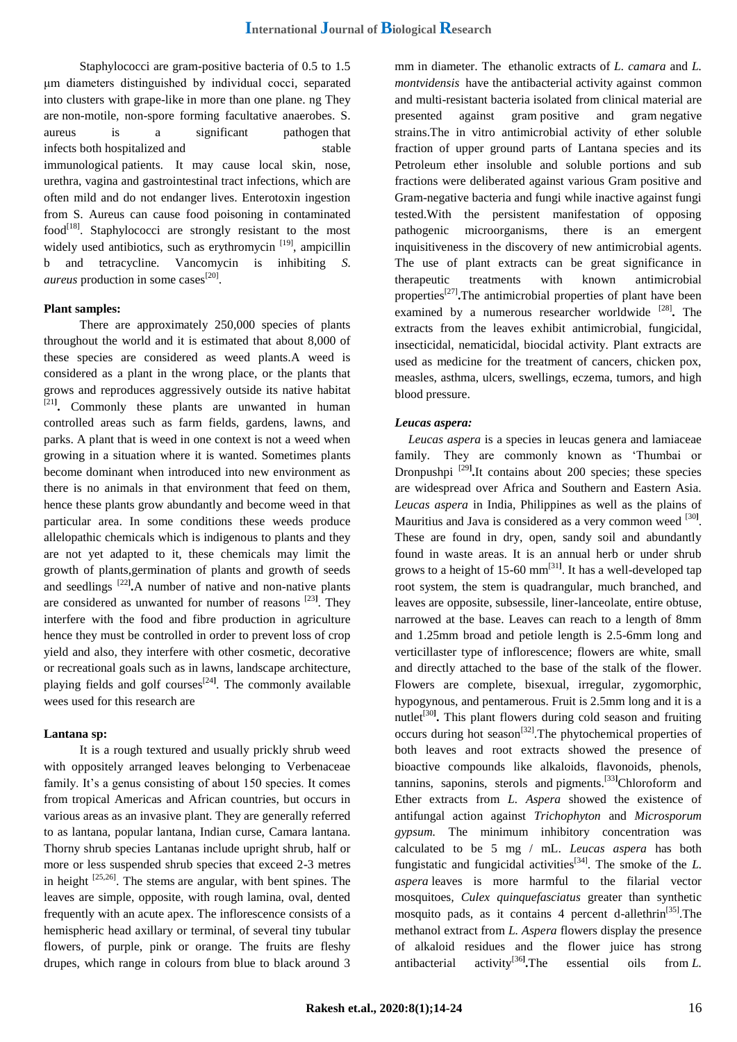Staphylococci are gram-positive bacteria of 0.5 to 1.5 μm diameters distinguished by individual cocci, separated into clusters with grape-like in more than one plane. ng They are non-motile, non-spore forming facultative anaerobes. S. aureus is a significant pathogen that infects both hospitalized and stable immunological patients. It may cause local skin, nose, urethra, vagina and gastrointestinal tract infections, which are often mild and do not endanger lives. Enterotoxin ingestion from S. Aureus can cause food poisoning in contaminated food[18]. Staphylococci are strongly resistant to the most widely used antibiotics, such as erythromycin [19], ampicillin b and tetracycline. Vancomycin is inhibiting *S. aureus* production in some cases[20].

**Plant samples:**

There are approximately 250,000 species of plants throughout the world and it is estimated that about 8,000 of these species are considered as weed plants.A weed is considered as a plant in the wrong place, or the plants that grows and reproduces aggressively outside its native habitat [21]**.** Commonly these plants are unwanted in human controlled areas such as farm fields, gardens, lawns, and parks. A plant that is weed in one context is not a weed when growing in a situation where it is wanted. Sometimes plants become dominant when introduced into new environment as there is no animals in that environment that feed on them, hence these plants grow abundantly and become weed in that particular area. In some conditions these weeds produce allelopathic chemicals which is indigenous to plants and they are not yet adapted to it, these chemicals may limit the growth of plants,germination of plants and growth of seeds and seedlings [22]**.**A number of native and non-native plants are considered as unwanted for number of reasons [23]. They interfere with the food and fibre production in agriculture hence they must be controlled in order to prevent loss of crop yield and also, they interfere with other cosmetic, decorative or recreational goals such as in lawns, landscape architecture, playing fields and golf courses[24]. The commonly available wees used for this research are

**Lantana sp:**

It is a rough textured and usually prickly shrub weed with oppositely arranged leaves belonging to Verbenaceae family. It's a genus consisting of about 150 species. It comes from tropical Americas and African countries, but occurs in various areas as an invasive plant. They are generally referred to as lantana, popular lantana, Indian curse, Camara lantana. Thorny shrub species Lantanas include upright shrub, half or more or less suspended shrub species that exceed 2-3 metres in height [25,26]. The stems are angular, with bent spines. The leaves are simple, opposite, with rough lamina, oval, dented frequently with an acute apex. The inflorescence consists of a hemispheric head axillary or terminal, of several tiny tubular flowers, of purple, pink or orange. The fruits are fleshy drupes, which range in colours from blue to black around 3 mm in diameter. The ethanolic extracts of *L. camara* and *L. montvidensis* have the antibacterial activity against common and multi-resistant bacteria isolated from clinical material are presented against gram positive and gram negative strains.The in vitro antimicrobial activity of ether soluble fraction of upper ground parts of Lantana species and its Petroleum ether insoluble and soluble portions and sub fractions were deliberated against various Gram positive and Gram-negative bacteria and fungi while inactive against fungi tested.With the persistent manifestation of opposing pathogenic microorganisms, there is an emergent inquisitiveness in the discovery of new antimicrobial agents. The use of plant extracts can be great significance in therapeutic treatments with known antimicrobial properties[27]**.**The antimicrobial properties of plant have been examined by a numerous researcher worldwide [28]**.** The extracts from the leaves exhibit antimicrobial, fungicidal, insecticidal, nematicidal, biocidal activity. Plant extracts are used as medicine for the treatment of cancers, chicken pox, measles, asthma, ulcers, swellings, eczema, tumors, and high blood pressure.

***Leucas aspera:***

*Leucas aspera* is a species in leucas genera and lamiaceae family. They are commonly known as 'Thumbai or Dronpushpi [29]**.**It contains about 200 species; these species are widespread over Africa and Southern and Eastern Asia. *Leucas aspera* in India, Philippines as well as the plains of Mauritius and Java is considered as a very common weed [30]. These are found in dry, open, sandy soil and abundantly found in waste areas. It is an annual herb or under shrub grows to a height of 15-60 mm[31]. It has a well-developed tap root system, the stem is quadrangular, much branched, and leaves are opposite, subsessile, liner-lanceolate, entire obtuse, narrowed at the base. Leaves can reach to a length of 8mm and 1.25mm broad and petiole length is 2.5-6mm long and verticillaster type of inflorescence; flowers are white, small and directly attached to the base of the stalk of the flower. Flowers are complete, bisexual, irregular, zygomorphic, hypogynous, and pentamerous. Fruit is 2.5mm long and it is a nutlet[30]**.** This plant flowers during cold season and fruiting occurs during hot season[32].The phytochemical properties of both leaves and root extracts showed the presence of bioactive compounds like alkaloids, flavonoids, phenols, tannins, saponins, sterols and pigments.[33]Chloroform and Ether extracts from *L. Aspera* showed the existence of antifungal action against *Trichophyton* and *Microsporum gypsum.* The minimum inhibitory concentration was calculated to be 5 mg / mL. *Leucas aspera* has both fungistatic and fungicidal activities[34]. The smoke of the *L. aspera* leaves is more harmful to the filarial vector mosquitoes, *Culex quinquefasciatus* greater than synthetic mosquito pads, as it contains 4 percent d-allethrin[35].The methanol extract from *L. Aspera* flowers display the presence of alkaloid residues and the flower juice has strong antibacterial activity[36]**.**The essential oils from *L.*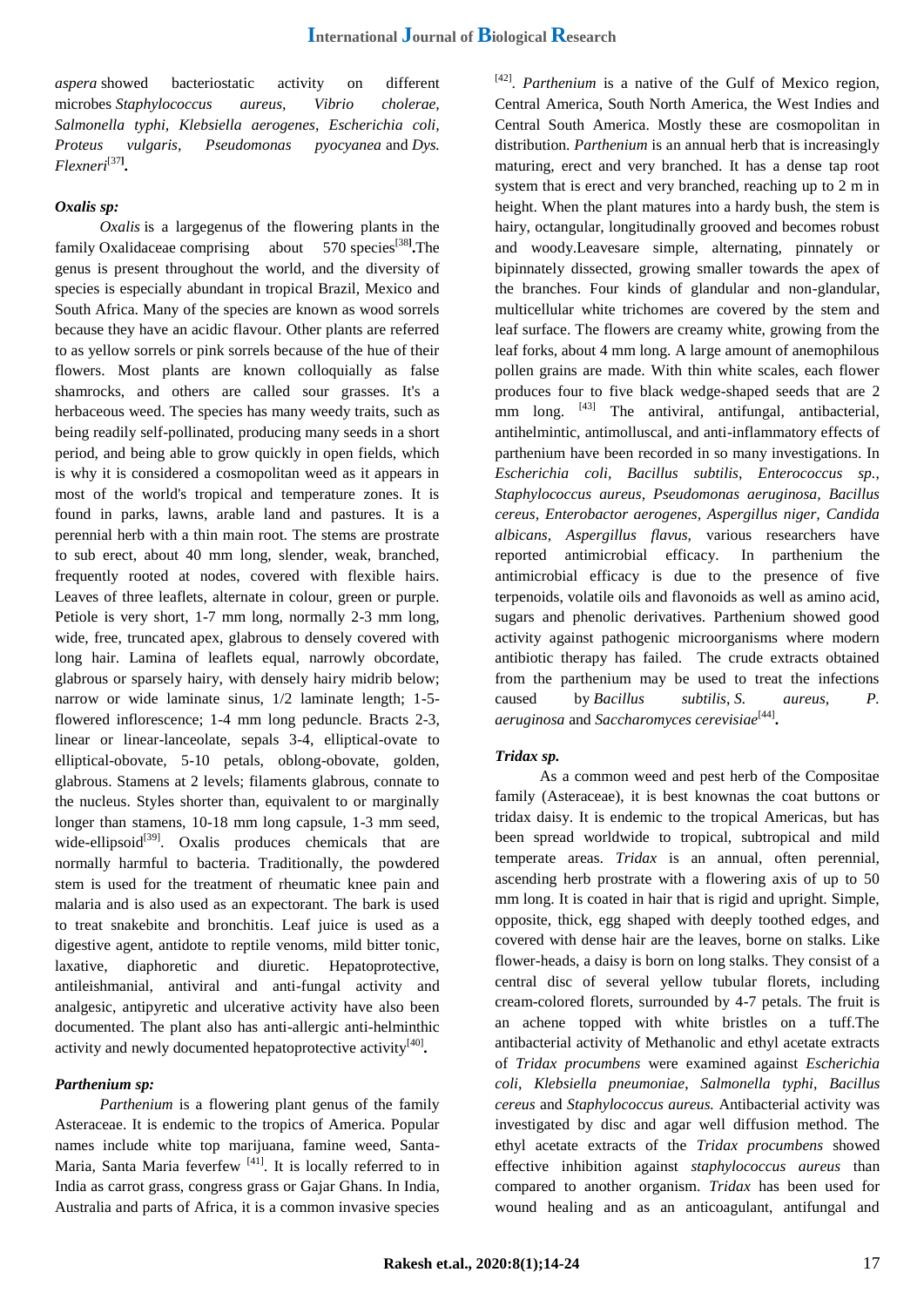*aspera* showed bacteriostatic activity on different microbes *Staphylococcus aureus, Vibrio cholerae, Salmonella typhi, Klebsiella aerogenes, Escherichia coli, Proteus vulgaris, Pseudomonas pyocyanea* and *Dys. Flexneri*[37]**.**

### *Oxalis sp:*

*Oxalis* is a largegenus of the flowering plants in the family Oxalidaceae comprising about 570 species[38]**.**The genus is present throughout the world, and the diversity of species is especially abundant in tropical Brazil, Mexico and South Africa. Many of the species are known as wood sorrels because they have an acidic flavour. Other plants are referred to as yellow sorrels or pink sorrels because of the hue of their flowers. Most plants are known colloquially as false shamrocks, and others are called sour grasses. It's a herbaceous weed. The species has many weedy traits, such as being readily self-pollinated, producing many seeds in a short period, and being able to grow quickly in open fields, which is why it is considered a cosmopolitan weed as it appears in most of the world's tropical and temperature zones. It is found in parks, lawns, arable land and pastures. It is a perennial herb with a thin main root. The stems are prostrate to sub erect, about 40 mm long, slender, weak, branched, frequently rooted at nodes, covered with flexible hairs. Leaves of three leaflets, alternate in colour, green or purple. Petiole is very short, 1-7 mm long, normally 2-3 mm long, wide, free, truncated apex, glabrous to densely covered with long hair. Lamina of leaflets equal, narrowly obcordate, glabrous or sparsely hairy, with densely hairy midrib below; narrow or wide laminate sinus, 1/2 laminate length; 1-5-flowered inflorescence; 1-4 mm long peduncle. Bracts 2-3, linear or linear-lanceolate, sepals 3-4, elliptical-ovate to elliptical-obovate, 5-10 petals, oblong-obovate, golden, glabrous. Stamens at 2 levels; filaments glabrous, connate to the nucleus. Styles shorter than, equivalent to or marginally longer than stamens, 10-18 mm long capsule, 1-3 mm seed, wide-ellipsoid[39]. Oxalis produces chemicals that are normally harmful to bacteria. Traditionally, the powdered stem is used for the treatment of rheumatic knee pain and malaria and is also used as an expectorant. The bark is used to treat snakebite and bronchitis. Leaf juice is used as a digestive agent, antidote to reptile venoms, mild bitter tonic, laxative, diaphoretic and diuretic. Hepatoprotective, antileishmanial, antiviral and anti-fungal activity and analgesic, antipyretic and ulcerative activity have also been documented. The plant also has anti-allergic anti-helminthic activity and newly documented hepatoprotective activity[40]**.**

### *Parthenium sp:*

*Parthenium* is a flowering plant genus of the family Asteraceae. It is endemic to the tropics of America. Popular names include white top marijuana, famine weed, Santa-Maria, Santa Maria feverfew [41]. It is locally referred to in India as carrot grass, congress grass or Gajar Ghans. In India, Australia and parts of Africa, it is a common invasive species [42]. *Parthenium* is a native of the Gulf of Mexico region, Central America, South North America, the West Indies and Central South America. Mostly these are cosmopolitan in distribution. *Parthenium* is an annual herb that is increasingly maturing, erect and very branched. It has a dense tap root system that is erect and very branched, reaching up to 2 m in height. When the plant matures into a hardy bush, the stem is hairy, octangular, longitudinally grooved and becomes robust and woody.Leavesare simple, alternating, pinnately or bipinnately dissected, growing smaller towards the apex of the branches. Four kinds of glandular and non-glandular, multicellular white trichomes are covered by the stem and leaf surface. The flowers are creamy white, growing from the leaf forks, about 4 mm long. A large amount of anemophilous pollen grains are made. With thin white scales, each flower produces four to five black wedge-shaped seeds that are 2 mm long. [43] The antiviral, antifungal, antibacterial, antihelmintic, antimolluscal, and anti-inflammatory effects of parthenium have been recorded in so many investigations. In *Escherichia coli, Bacillus subtilis, Enterococcus sp., Staphylococcus aureus, Pseudomonas aeruginosa, Bacillus cereus, Enterobacter aerogenes, Aspergillus niger, Candida albicans, Aspergillus flavus,* various researchers have reported antimicrobial efficacy. In parthenium the antimicrobial efficacy is due to the presence of five terpenoids, volatile oils and flavonoids as well as amino acid, sugars and phenolic derivatives. Parthenium showed good activity against pathogenic microorganisms where modern antibiotic therapy has failed. The crude extracts obtained from the parthenium may be used to treat the infections caused by *Bacillus subtilis, S. aureus, P. aeruginosa* and *Saccharomyces cerevisiae*[44]**.**

### *Tridax sp.*

As a common weed and pest herb of the Compositae family (Asteraceae), it is best knownas the coat buttons or tridax daisy. It is endemic to the tropical Americas, but has been spread worldwide to tropical, subtropical and mild temperate areas. *Tridax* is an annual, often perennial, ascending herb prostrate with a flowering axis of up to 50 mm long. It is coated in hair that is rigid and upright. Simple, opposite, thick, egg shaped with deeply toothed edges, and covered with dense hair are the leaves, borne on stalks. Like flower-heads, a daisy is born on long stalks. They consist of a central disc of several yellow tubular florets, including cream-colored florets, surrounded by 4-7 petals. The fruit is an achene topped with white bristles on a tuff.The antibacterial activity of Methanolic and ethyl acetate extracts of *Tridax procumbens* were examined against *Escherichia coli*, *Klebsiella pneumoniae*, *Salmonella typhi*, *Bacillus cereus* and *Staphylococcus aureus.* Antibacterial activity was investigated by disc and agar well diffusion method. The ethyl acetate extracts of the *Tridax procumbens* showed effective inhibition against *staphylococcus aureus* than compared to another organism. *Tridax* has been used for wound healing and as an anticoagulant, antifungal and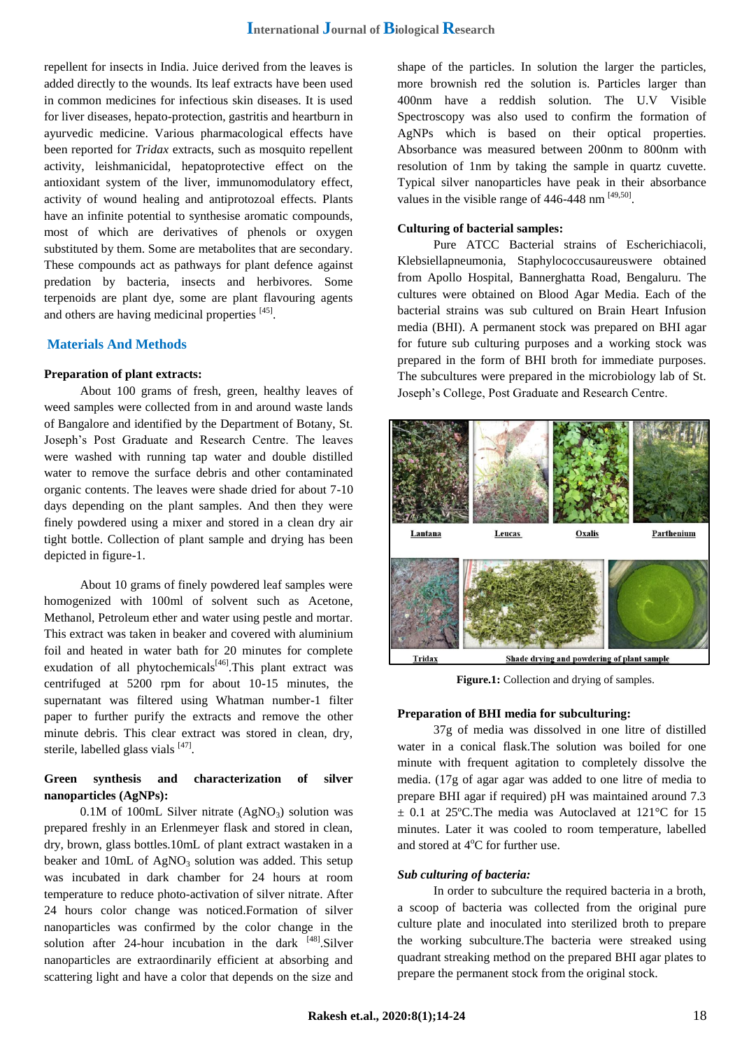repellent for insects in India. Juice derived from the leaves is added directly to the wounds. Its leaf extracts have been used in common medicines for infectious skin diseases. It is used for liver diseases, hepato-protection, gastritis and heartburn in ayurvedic medicine. Various pharmacological effects have been reported for *Tridax* extracts, such as mosquito repellent activity, leishmanicidal, hepatoprotective effect on the antioxidant system of the liver, immunomodulatory effect, activity of wound healing and antiprotozoal effects. Plants have an infinite potential to synthesise aromatic compounds, most of which are derivatives of phenols or oxygen substituted by them. Some are metabolites that are secondary. These compounds act as pathways for plant defence against predation by bacteria, insects and herbivores. Some terpenoids are plant dye, some are plant flavouring agents and others are having medicinal properties [45].

## Materials And Methods

**Preparation of plant extracts:**

About 100 grams of fresh, green, healthy leaves of weed samples were collected from in and around waste lands of Bangalore and identified by the Department of Botany, St. Joseph's Post Graduate and Research Centre. The leaves were washed with running tap water and double distilled water to remove the surface debris and other contaminated organic contents. The leaves were shade dried for about 7-10 days depending on the plant samples. And then they were finely powdered using a mixer and stored in a clean dry air tight bottle. Collection of plant sample and drying has been depicted in figure-1.

About 10 grams of finely powdered leaf samples were homogenized with 100ml of solvent such as Acetone, Methanol, Petroleum ether and water using pestle and mortar. This extract was taken in beaker and covered with aluminium foil and heated in water bath for 20 minutes for complete exudation of all phytochemicals[46].This plant extract was centrifuged at 5200 rpm for about 10-15 minutes, the supernatant was filtered using Whatman number-1 filter paper to further purify the extracts and remove the other minute debris. This clear extract was stored in clean, dry, sterile, labelled glass vials [47].

**Green synthesis and characterization of silver nanoparticles (AgNPs):**

0.1M of 100mL Silver nitrate ($AgNO_3$) solution was prepared freshly in an Erlenmeyer flask and stored in clean, dry, brown, glass bottles.10mL of plant extract wastaken in a beaker and 10mL of $AgNO_3$ solution was added. This setup was incubated in dark chamber for 24 hours at room temperature to reduce photo-activation of silver nitrate. After 24 hours color change was noticed.Formation of silver nanoparticles was confirmed by the color change in the solution after 24-hour incubation in the dark [48].Silver nanoparticles are extraordinarily efficient at absorbing and scattering light and have a color that depends on the size and shape of the particles. In solution the larger the particles, more brownish red the solution is. Particles larger than 400nm have a reddish solution. The U.V Visible Spectroscopy was also used to confirm the formation of AgNPs which is based on their optical properties. Absorbance was measured between 200nm to 800nm with resolution of 1nm by taking the sample in quartz cuvette. Typical silver nanoparticles have peak in their absorbance values in the visible range of 446-448 nm [49,50].

**Culturing of bacterial samples:**

Pure ATCC Bacterial strains of Escherichiacoli, Klebsiellapneumonia, Staphylococcusaureuswere obtained from Apollo Hospital, Bannerghatta Road, Bengaluru. The cultures were obtained on Blood Agar Media. Each of the bacterial strains was sub cultured on Brain Heart Infusion media (BHI). A permanent stock was prepared on BHI agar for future sub culturing purposes and a working stock was prepared in the form of BHI broth for immediate purposes. The subcultures were prepared in the microbiology lab of St. Joseph's College, Post Graduate and Research Centre.

Lantana Leucas Oxalis Parthenium

Tridax Shade drying and powdering of plant sample

**Figure.1:** Collection and drying of samples.

**Preparation of BHI media for subculturing:**

37g of media was dissolved in one litre of distilled water in a conical flask.The solution was boiled for one minute with frequent agitation to completely dissolve the media. (17g of agar agar was added to one litre of media to prepare BHI agar if required) pH was maintained around 7.3 ± 0.1 at 25ºC.The media was Autoclaved at 121°C for 15 minutes. Later it was cooled to room temperature, labelled and stored at 4°C for further use.

***Sub culturing of bacteria:***

In order to subculture the required bacteria in a broth, a scoop of bacteria was collected from the original pure culture plate and inoculated into sterilized broth to prepare the working subculture.The bacteria were streaked using quadrant streaking method on the prepared BHI agar plates to prepare the permanent stock from the original stock.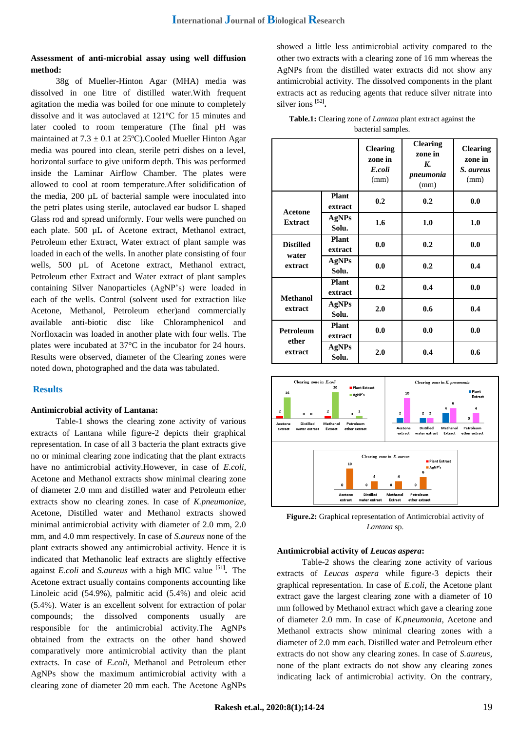**Assessment of anti-microbial assay using well diffusion method:**

38g of Mueller-Hinton Agar (MHA) media was dissolved in one litre of distilled water.With frequent agitation the media was boiled for one minute to completely dissolve and it was autoclaved at 121°C for 15 minutes and later cooled to room temperature (The final pH was maintained at 7.3 ± 0.1 at 25ºC).Cooled Mueller Hinton Agar media was poured into clean, sterile petri dishes on a level, horizontal surface to give uniform depth. This was performed inside the Laminar Airflow Chamber. The plates were allowed to cool at room temperature.After solidification of the media, 200 µL of bacterial sample were inoculated into the petri plates using sterile, autoclaved ear budsor L shaped Glass rod and spread uniformly. Four wells were punched on each plate. 500 µL of Acetone extract, Methanol extract, Petroleum ether Extract, Water extract of plant sample was loaded in each of the wells. In another plate consisting of four wells, 500 µL of Acetone extract, Methanol extract, Petroleum ether Extract and Water extract of plant samples containing Silver Nanoparticles (AgNP's) were loaded in each of the wells. Control (solvent used for extraction like Acetone, Methanol, Petroleum ether)and commercially available anti-biotic disc like Chloramphenicol and Norfloxacin was loaded in another plate with four wells. The plates were incubated at 37°C in the incubator for 24 hours. Results were observed, diameter of the Clearing zones were noted down, photographed and the data was tabulated.

## Results

**Antimicrobial activity of Lantana:**

Table-1 shows the clearing zone activity of various extracts of Lantana while figure-2 depicts their graphical representation. In case of all 3 bacteria the plant extracts give no or minimal clearing zone indicating that the plant extracts have no antimicrobial activity.However, in case of *E.coli*, Acetone and Methanol extracts show minimal clearing zone of diameter 2.0 mm and distilled water and Petroleum ether extracts show no clearing zones. In case of *K.pneumoniae*, Acetone, Distilled water and Methanol extracts showed minimal antimicrobial activity with diameter of 2.0 mm, 2.0 mm, and 4.0 mm respectively. In case of *S.aureus* none of the plant extracts showed any antimicrobial activity. Hence it is indicated that Methanolic leaf extracts are slightly effective against *E.coli* and *S.aureus* with a high MIC value [51]**.** The Acetone extract usually contains components accounting like Linoleic acid (54.9%), palmitic acid (5.4%) and oleic acid (5.4%). Water is an excellent solvent for extraction of polar compounds; the dissolved components usually are responsible for the antimicrobial activity.The AgNPs obtained from the extracts on the other hand showed comparatively more antimicrobial activity than the plant extracts. In case of *E.coli,* Methanol and Petroleum ether AgNPs show the maximum antimicrobial activity with a clearing zone of diameter 20 mm each. The Acetone AgNPs showed a little less antimicrobial activity compared to the other two extracts with a clearing zone of 16 mm whereas the AgNPs from the distilled water extracts did not show any antimicrobial activity. The dissolved components in the plant extracts act as reducing agents that reduce silver nitrate into silver ions [52]**.**

**Table.1:** Clearing zone of *Lantana* plant extract against the bacterial samples.

| | | Clearing zone in *E.coli* (mm) | Clearing zone in *K. pneumonia* (mm) | Clearing zone in *S. aureus* (mm) |
|---|---|---|---|---|
| **Acetone Extract** | **Plant extract** | **0.2** | **0.2** | **0.0** |
| | **AgNPs Solu.** | **1.6** | **1.0** | **1.0** |
| **Distilled water extract** | **Plant extract** | **0.0** | **0.2** | **0.0** |
| | **AgNPs Solu.** | **0.0** | **0.2** | **0.4** |
| **Methanol extract** | **Plant extract** | **0.2** | **0.4** | **0.0** |
| | **AgNPs Solu.** | **2.0** | **0.6** | **0.4** |
| **Petroleum ether extract** | **Plant extract** | **0.0** | **0.0** | **0.0** |
| | **AgNPs Solu.** | **2.0** | **0.4** | **0.6** |

**Figure.2:** Graphical representation of Antimicrobial activity of *Lantana* sp.

**Antimicrobial activity of *Leucas aspera*:**

Table-2 shows the clearing zone activity of various extracts of *Leucas aspera* while figure-3 depicts their graphical representation. In case of *E.coli*, the Acetone plant extract gave the largest clearing zone with a diameter of 10 mm followed by Methanol extract which gave a clearing zone of diameter 2.0 mm. In case of *K.pneumonia*, Acetone and Methanol extracts show minimal clearing zones with a diameter of 2.0 mm each. Distilled water and Petroleum ether extracts do not show any clearing zones. In case of *S.aureus*, none of the plant extracts do not show any clearing zones indicating lack of antimicrobial activity. On the contrary,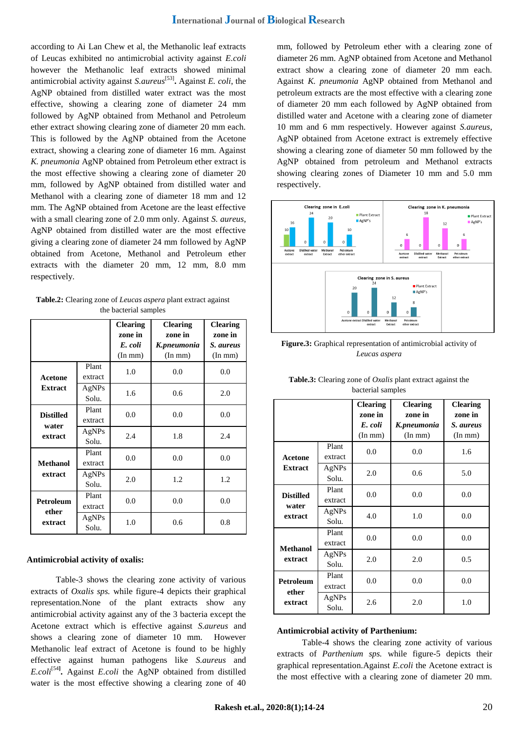according to Ai Lan Chew et al, the Methanolic leaf extracts of Leucas exhibited no antimicrobial activity against *E.coli* however the Methanolic leaf extracts showed minimal antimicrobial activity against *S.aureus*[53]**.** Against *E. coli*, the AgNP obtained from distilled water extract was the most effective, showing a clearing zone of diameter 24 mm followed by AgNP obtained from Methanol and Petroleum ether extract showing clearing zone of diameter 20 mm each. This is followed by the AgNP obtained from the Acetone extract, showing a clearing zone of diameter 16 mm. Against *K. pneumonia* AgNP obtained from Petroleum ether extract is the most effective showing a clearing zone of diameter 20 mm, followed by AgNP obtained from distilled water and Methanol with a clearing zone of diameter 18 mm and 12 mm. The AgNP obtained from Acetone are the least effective with a small clearing zone of 2.0 mm only. Against *S. aureus*, AgNP obtained from distilled water are the most effective giving a clearing zone of diameter 24 mm followed by AgNP obtained from Acetone, Methanol and Petroleum ether extracts with the diameter 20 mm, 12 mm, 8.0 mm respectively.

**Table.2:** Clearing zone of *Leucas aspera* plant extract against the bacterial samples

| | | Clearing zone in *E. coli* (In mm) | Clearing zone in *K.pneumonia* (In mm) | Clearing zone in *S. aureus* (In mm) |
|---|---|---|---|---|
| **Acetone Extract** | Plant extract | 1.0 | 0.0 | 0.0 |
| | AgNPs Solu. | 1.6 | 0.6 | 2.0 |
| **Distilled water extract** | Plant extract | 0.0 | 0.0 | 0.0 |
| | AgNPs Solu. | 2.4 | 1.8 | 2.4 |
| **Methanol extract** | Plant extract | 0.0 | 0.0 | 0.0 |
| | AgNPs Solu. | 2.0 | 1.2 | 1.2 |
| **Petroleum ether extract** | Plant extract | 0.0 | 0.0 | 0.0 |
| | AgNPs Solu. | 1.0 | 0.6 | 0.8 |

**Antimicrobial activity of oxalis:**

Table-3 shows the clearing zone activity of various extracts of *Oxalis sps.* while figure-4 depicts their graphical representation.None of the plant extracts show any antimicrobial activity against any of the 3 bacteria except the Acetone extract which is effective against *S.aureus* and shows a clearing zone of diameter 10 mm. However Methanolic leaf extract of Acetone is found to be highly effective against human pathogens like *S.aureus* and *E.coli*[54]**.** Against *E.coli* the AgNP obtained from distilled water is the most effective showing a clearing zone of 40 mm, followed by Petroleum ether with a clearing zone of diameter 26 mm. AgNP obtained from Acetone and Methanol extract show a clearing zone of diameter 20 mm each. Against *K. pneumonia* AgNP obtained from Methanol and petroleum extracts are the most effective with a clearing zone of diameter 20 mm each followed by AgNP obtained from distilled water and Acetone with a clearing zone of diameter 10 mm and 6 mm respectively. However against *S.aureus*, AgNP obtained from Acetone extract is extremely effective showing a clearing zone of diameter 50 mm followed by the AgNP obtained from petroleum and Methanol extracts showing clearing zones of Diameter 10 mm and 5.0 mm respectively.

**Figure.3:** Graphical representation of antimicrobial activity of *Leucas aspera*

**Table.3:** Clearing zone of *Oxalis* plant extract against the bacterial samples

| | | Clearing zone in *E. coli* (In mm) | Clearing zone in *K.pneumonia* (In mm) | Clearing zone in *S. aureus* (In mm) |
|---|---|---|---|---|
| **Acetone Extract** | Plant extract | 0.0 | 0.0 | 1.6 |
| | AgNPs Solu. | 2.0 | 0.6 | 5.0 |
| **Distilled water extract** | Plant extract | 0.0 | 0.0 | 0.0 |
| | AgNPs Solu. | 4.0 | 1.0 | 0.0 |
| **Methanol extract** | Plant extract | 0.0 | 0.0 | 0.0 |
| | AgNPs Solu. | 2.0 | 2.0 | 0.5 |
| **Petroleum ether extract** | Plant extract | 0.0 | 0.0 | 0.0 |
| | AgNPs Solu. | 2.6 | 2.0 | 1.0 |

**Antimicrobial activity of Parthenium:**

Table-4 shows the clearing zone activity of various extracts of *Parthenium sps.* while figure-5 depicts their graphical representation.Against *E.coli* the Acetone extract is the most effective with a clearing zone of diameter 20 mm.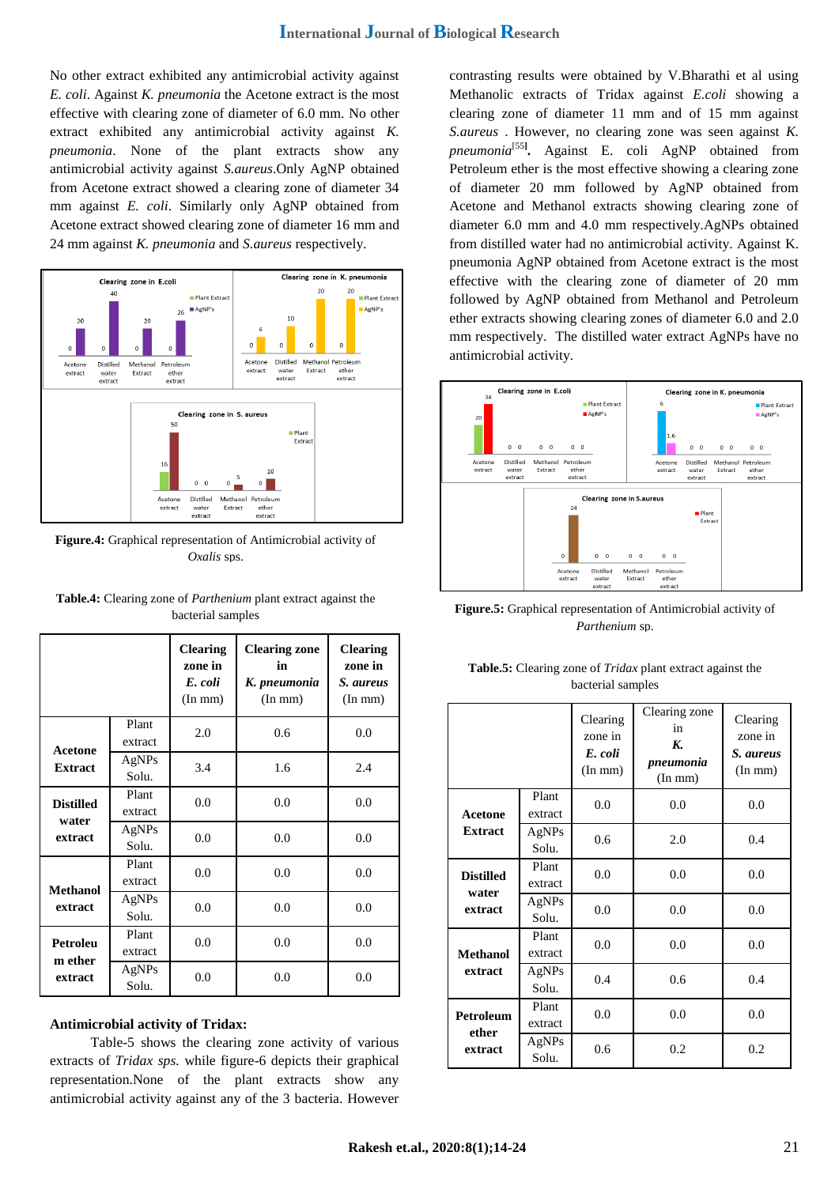No other extract exhibited any antimicrobial activity against *E. coli*. Against *K. pneumonia* the Acetone extract is the most effective with clearing zone of diameter of 6.0 mm. No other extract exhibited any antimicrobial activity against *K. pneumonia*. None of the plant extracts show any antimicrobial activity against *S.aureus*.Only AgNP obtained from Acetone extract showed a clearing zone of diameter 34 mm against *E. coli*. Similarly only AgNP obtained from Acetone extract showed clearing zone of diameter 16 mm and 24 mm against *K. pneumonia* and *S.aureus* respectively.

**Figure.4:** Graphical representation of Antimicrobial activity of *Oxalis* sps.

**Table.4:** Clearing zone of *Parthenium* plant extract against the bacterial samples

| | | Clearing zone in *E. coli* (In mm) | Clearing zone in *K. pneumonia* (In mm) | Clearing zone in *S. aureus* (In mm) |
|---|---|---|---|---|
| **Acetone Extract** | Plant extract | 2.0 | 0.6 | 0.0 |
| | AgNPs Solu. | 3.4 | 1.6 | 2.4 |
| **Distilled water extract** | Plant extract | 0.0 | 0.0 | 0.0 |
| | AgNPs Solu. | 0.0 | 0.0 | 0.0 |
| **Methanol extract** | Plant extract | 0.0 | 0.0 | 0.0 |
| | AgNPs Solu. | 0.0 | 0.0 | 0.0 |
| **Petroleum ether extract** | Plant extract | 0.0 | 0.0 | 0.0 |
| | AgNPs Solu. | 0.0 | 0.0 | 0.0 |

**Antimicrobial activity of Tridax:**

Table-5 shows the clearing zone activity of various extracts of *Tridax sps.* while figure-6 depicts their graphical representation.None of the plant extracts show any antimicrobial activity against any of the 3 bacteria. However contrasting results were obtained by V.Bharathi et al using Methanolic extracts of Tridax against *E.coli* showing a clearing zone of diameter 11 mm and of 15 mm against *S.aureus* . However, no clearing zone was seen against *K. pneumonia*[55]**.** Against E. coli AgNP obtained from Petroleum ether is the most effective showing a clearing zone of diameter 20 mm followed by AgNP obtained from Acetone and Methanol extracts showing clearing zone of diameter 6.0 mm and 4.0 mm respectively.AgNPs obtained from distilled water had no antimicrobial activity. Against K. pneumonia AgNP obtained from Acetone extract is the most effective with the clearing zone of diameter of 20 mm followed by AgNP obtained from Methanol and Petroleum ether extracts showing clearing zones of diameter 6.0 and 2.0 mm respectively. The distilled water extract AgNPs have no antimicrobial activity.

**Figure.5:** Graphical representation of Antimicrobial activity of *Parthenium* sp.

**Table.5:** Clearing zone of *Tridax* plant extract against the bacterial samples

| | | Clearing zone in *E. coli* (In mm) | Clearing zone in *K. pneumonia* (In mm) | Clearing zone in *S. aureus* (In mm) |
|---|---|---|---|---|
| **Acetone Extract** | Plant extract | 0.0 | 0.0 | 0.0 |
| | AgNPs Solu. | 0.6 | 2.0 | 0.4 |
| **Distilled water extract** | Plant extract | 0.0 | 0.0 | 0.0 |
| | AgNPs Solu. | 0.0 | 0.0 | 0.0 |
| **Methanol extract** | Plant extract | 0.0 | 0.0 | 0.0 |
| | AgNPs Solu. | 0.4 | 0.6 | 0.4 |
| **Petroleum ether extract** | Plant extract | 0.0 | 0.0 | 0.0 |
| | AgNPs Solu. | 0.6 | 0.2 | 0.2 |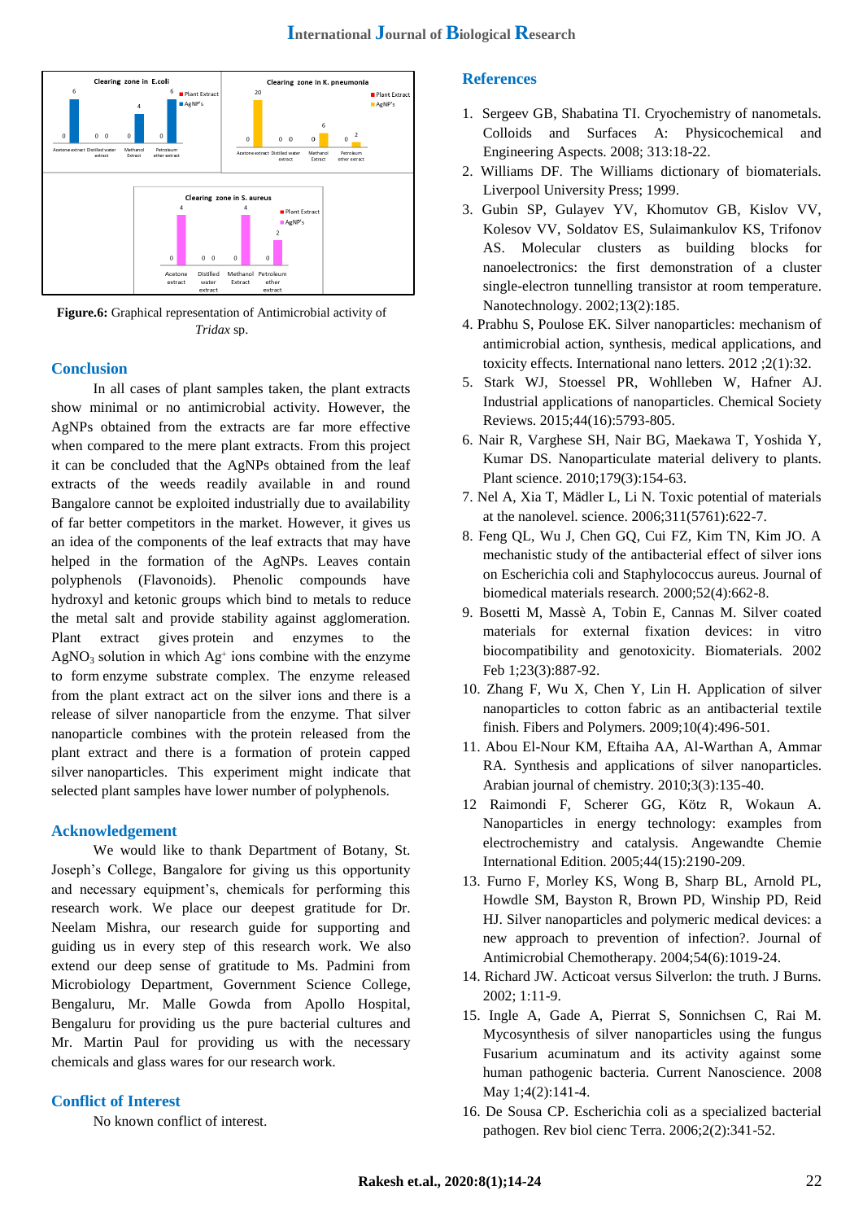**Figure.6:** Graphical representation of Antimicrobial activity of *Tridax* sp.

## Conclusion

In all cases of plant samples taken, the plant extracts show minimal or no antimicrobial activity. However, the AgNPs obtained from the extracts are far more effective when compared to the mere plant extracts. From this project it can be concluded that the AgNPs obtained from the leaf extracts of the weeds readily available in and round Bangalore cannot be exploited industrially due to availability of far better competitors in the market. However, it gives us an idea of the components of the leaf extracts that may have helped in the formation of the AgNPs. Leaves contain polyphenols (Flavonoids). Phenolic compounds have hydroxyl and ketonic groups which bind to metals to reduce the metal salt and provide stability against agglomeration. Plant extract gives protein and enzymes to the $AgNO_3$ solution in which $Ag^+$ ions combine with the enzyme to form enzyme substrate complex. The enzyme released from the plant extract act on the silver ions and there is a release of silver nanoparticle from the enzyme. That silver nanoparticle combines with the protein released from the plant extract and there is a formation of protein capped silver nanoparticles. This experiment might indicate that selected plant samples have lower number of polyphenols.

## Acknowledgement

We would like to thank Department of Botany, St. Joseph's College, Bangalore for giving us this opportunity and necessary equipment's, chemicals for performing this research work. We place our deepest gratitude for Dr. Neelam Mishra, our research guide for supporting and guiding us in every step of this research work. We also extend our deep sense of gratitude to Ms. Padmini from Microbiology Department, Government Science College, Bengaluru, Mr. Malle Gowda from Apollo Hospital, Bengaluru for providing us the pure bacterial cultures and Mr. Martin Paul for providing us with the necessary chemicals and glass wares for our research work.

## Conflict of Interest

No known conflict of interest.

## References

1. Sergeev GB, Shabatina TI. Cryochemistry of nanometals. Colloids and Surfaces A: Physicochemical and Engineering Aspects. 2008; 313:18-22.
2. Williams DF. The Williams dictionary of biomaterials. Liverpool University Press; 1999.
3. Gubin SP, Gulayev YV, Khomutov GB, Kislov VV, Kolesov VV, Soldatov ES, Sulaimankulov KS, Trifonov AS. Molecular clusters as building blocks for nanoelectronics: the first demonstration of a cluster single-electron tunnelling transistor at room temperature. Nanotechnology. 2002;13(2):185.
4. Prabhu S, Poulose EK. Silver nanoparticles: mechanism of antimicrobial action, synthesis, medical applications, and toxicity effects. International nano letters. 2012 ;2(1):32.
5. Stark WJ, Stoessel PR, Wohlleben W, Hafner AJ. Industrial applications of nanoparticles. Chemical Society Reviews. 2015;44(16):5793-805.
6. Nair R, Varghese SH, Nair BG, Maekawa T, Yoshida Y, Kumar DS. Nanoparticulate material delivery to plants. Plant science. 2010;179(3):154-63.
7. Nel A, Xia T, Mädler L, Li N. Toxic potential of materials at the nanolevel. science. 2006;311(5761):622-7.
8. Feng QL, Wu J, Chen GQ, Cui FZ, Kim TN, Kim JO. A mechanistic study of the antibacterial effect of silver ions on Escherichia coli and Staphylococcus aureus. Journal of biomedical materials research. 2000;52(4):662-8.
9. Bosetti M, Massè A, Tobin E, Cannas M. Silver coated materials for external fixation devices: in vitro biocompatibility and genotoxicity. Biomaterials. 2002 Feb 1;23(3):887-92.
10. Zhang F, Wu X, Chen Y, Lin H. Application of silver nanoparticles to cotton fabric as an antibacterial textile finish. Fibers and Polymers. 2009;10(4):496-501.
11. Abou El-Nour KM, Eftaiha AA, Al-Warthan A, Ammar RA. Synthesis and applications of silver nanoparticles. Arabian journal of chemistry. 2010;3(3):135-40.
12. Raimondi F, Scherer GG, Kötz R, Wokaun A. Nanoparticles in energy technology: examples from electrochemistry and catalysis. Angewandte Chemie International Edition. 2005;44(15):2190-209.
13. Furno F, Morley KS, Wong B, Sharp BL, Arnold PL, Howdle SM, Bayston R, Brown PD, Winship PD, Reid HJ. Silver nanoparticles and polymeric medical devices: a new approach to prevention of infection?. Journal of Antimicrobial Chemotherapy. 2004;54(6):1019-24.
14. Richard JW. Acticoat versus Silverlon: the truth. J Burns. 2002; 1:11-9.
15. Ingle A, Gade A, Pierrat S, Sonnichsen C, Rai M. Mycosynthesis of silver nanoparticles using the fungus Fusarium acuminatum and its activity against some human pathogenic bacteria. Current Nanoscience. 2008 May 1;4(2):141-4.
16. De Sousa CP. Escherichia coli as a specialized bacterial pathogen. Rev biol cienc Terra. 2006;2(2):341-52.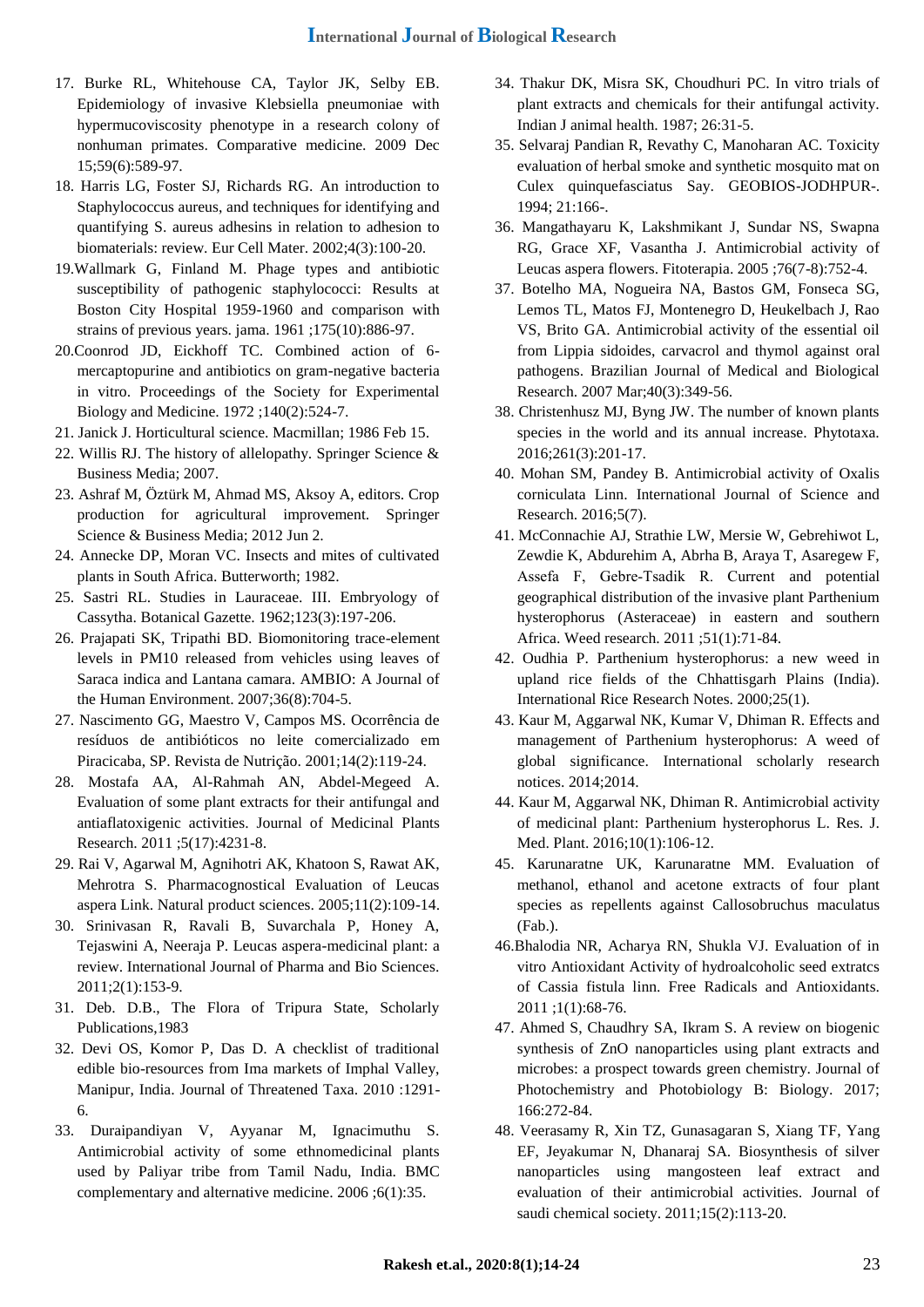17. Burke RL, Whitehouse CA, Taylor JK, Selby EB. Epidemiology of invasive Klebsiella pneumoniae with hypermucoviscosity phenotype in a research colony of nonhuman primates. Comparative medicine. 2009 Dec 15;59(6):589-97.

18. Harris LG, Foster SJ, Richards RG. An introduction to Staphylococcus aureus, and techniques for identifying and quantifying S. aureus adhesins in relation to adhesion to biomaterials: review. Eur Cell Mater. 2002;4(3):100-20.

19. Wallmark G, Finland M. Phage types and antibiotic susceptibility of pathogenic staphylococci: Results at Boston City Hospital 1959-1960 and comparison with strains of previous years. jama. 1961 ;175(10):886-97.

20. Coonrod JD, Eickhoff TC. Combined action of 6-mercaptopurine and antibiotics on gram-negative bacteria in vitro. Proceedings of the Society for Experimental Biology and Medicine. 1972 ;140(2):524-7.

21. Janick J. Horticultural science. Macmillan; 1986 Feb 15.

22. Willis RJ. The history of allelopathy. Springer Science & Business Media; 2007.

23. Ashraf M, Öztürk M, Ahmad MS, Aksoy A, editors. Crop production for agricultural improvement. Springer Science & Business Media; 2012 Jun 2.

24. Annecke DP, Moran VC. Insects and mites of cultivated plants in South Africa. Butterworth; 1982.

25. Sastri RL. Studies in Lauraceae. III. Embryology of Cassytha. Botanical Gazette. 1962;123(3):197-206.

26. Prajapati SK, Tripathi BD. Biomonitoring trace-element levels in PM10 released from vehicles using leaves of Saraca indica and Lantana camara. AMBIO: A Journal of the Human Environment. 2007;36(8):704-5.

27. Nascimento GG, Maestro V, Campos MS. Ocorrência de resíduos de antibióticos no leite comercializado em Piracicaba, SP. Revista de Nutrição. 2001;14(2):119-24.

28. Mostafa AA, Al-Rahmah AN, Abdel-Megeed A. Evaluation of some plant extracts for their antifungal and antiaflatoxigenic activities. Journal of Medicinal Plants Research. 2011 ;5(17):4231-8.

29. Rai V, Agarwal M, Agnihotri AK, Khatoon S, Rawat AK, Mehrotra S. Pharmacognostical Evaluation of Leucas aspera Link. Natural product sciences. 2005;11(2):109-14.

30. Srinivasan R, Ravali B, Suvarchala P, Honey A, Tejaswini A, Neeraja P. Leucas aspera-medicinal plant: a review. International Journal of Pharma and Bio Sciences. 2011;2(1):153-9.

31. Deb. D.B., The Flora of Tripura State, Scholarly Publications,1983

32. Devi OS, Komor P, Das D. A checklist of traditional edible bio-resources from Ima markets of Imphal Valley, Manipur, India. Journal of Threatened Taxa. 2010 :1291-6.

33. Duraipandiyan V, Ayyanar M, Ignacimuthu S. Antimicrobial activity of some ethnomedicinal plants used by Paliyar tribe from Tamil Nadu, India. BMC complementary and alternative medicine. 2006 ;6(1):35.

34. Thakur DK, Misra SK, Choudhuri PC. In vitro trials of plant extracts and chemicals for their antifungal activity. Indian J animal health. 1987; 26:31-5.

35. Selvaraj Pandian R, Revathy C, Manoharan AC. Toxicity evaluation of herbal smoke and synthetic mosquito mat on Culex quinquefasciatus Say. GEOBIOS-JODHPUR-. 1994; 21:166-.

36. Mangathayaru K, Lakshmikant J, Sundar NS, Swapna RG, Grace XF, Vasantha J. Antimicrobial activity of Leucas aspera flowers. Fitoterapia. 2005 ;76(7-8):752-4.

37. Botelho MA, Nogueira NA, Bastos GM, Fonseca SG, Lemos TL, Matos FJ, Montenegro D, Heukelbach J, Rao VS, Brito GA. Antimicrobial activity of the essential oil from Lippia sidoides, carvacrol and thymol against oral pathogens. Brazilian Journal of Medical and Biological Research. 2007 Mar;40(3):349-56.

38. Christenhusz MJ, Byng JW. The number of known plants species in the world and its annual increase. Phytotaxa. 2016;261(3):201-17.

40. Mohan SM, Pandey B. Antimicrobial activity of Oxalis corniculata Linn. International Journal of Science and Research. 2016;5(7).

41. McConnachie AJ, Strathie LW, Mersie W, Gebrehiwot L, Zewdie K, Abdurehim A, Abrha B, Araya T, Asaregew F, Assefa F, Gebre-Tsadik R. Current and potential geographical distribution of the invasive plant Parthenium hysterophorus (Asteraceae) in eastern and southern Africa. Weed research. 2011 ;51(1):71-84.

42. Oudhia P. Parthenium hysterophorus: a new weed in upland rice fields of the Chhattisgarh Plains (India). International Rice Research Notes. 2000;25(1).

43. Kaur M, Aggarwal NK, Kumar V, Dhiman R. Effects and management of Parthenium hysterophorus: A weed of global significance. International scholarly research notices. 2014;2014.

44. Kaur M, Aggarwal NK, Dhiman R. Antimicrobial activity of medicinal plant: Parthenium hysterophorus L. Res. J. Med. Plant. 2016;10(1):106-12.

45. Karunaratne UK, Karunaratne MM. Evaluation of methanol, ethanol and acetone extracts of four plant species as repellents against Callosobruchus maculatus (Fab.).

46. Bhalodia NR, Acharya RN, Shukla VJ. Evaluation of in vitro Antioxidant Activity of hydroalcoholic seed extratcs of Cassia fistula linn. Free Radicals and Antioxidants. 2011 ;1(1):68-76.

47. Ahmed S, Chaudhry SA, Ikram S. A review on biogenic synthesis of ZnO nanoparticles using plant extracts and microbes: a prospect towards green chemistry. Journal of Photochemistry and Photobiology B: Biology. 2017; 166:272-84.

48. Veerasamy R, Xin TZ, Gunasagaran S, Xiang TF, Yang EF, Jeyakumar N, Dhanaraj SA. Biosynthesis of silver nanoparticles using mangosteen leaf extract and evaluation of their antimicrobial activities. Journal of saudi chemical society. 2011;15(2):113-20.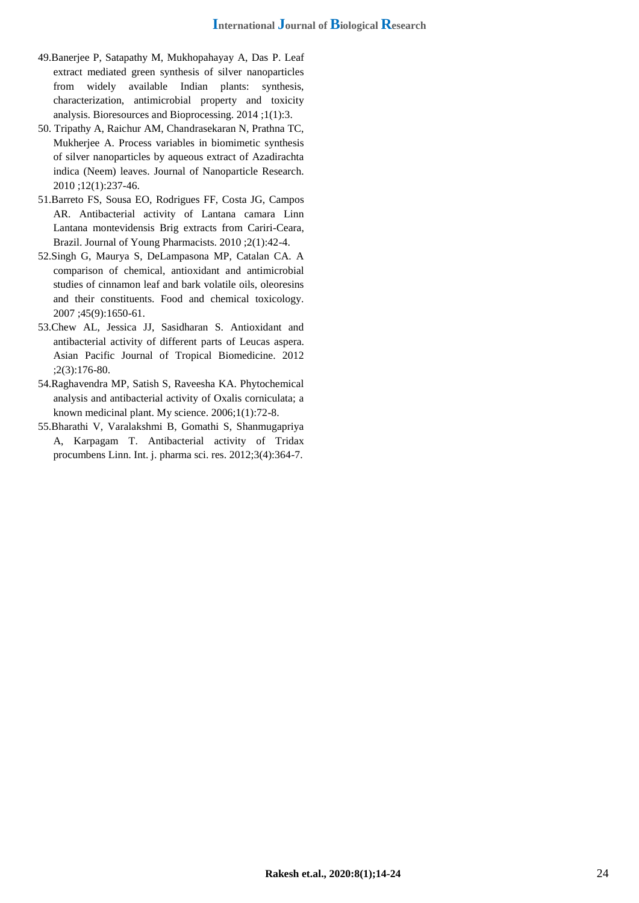49. Banerjee P, Satapathy M, Mukhopahayay A, Das P. Leaf extract mediated green synthesis of silver nanoparticles from widely available Indian plants: synthesis, characterization, antimicrobial property and toxicity analysis. Bioresources and Bioprocessing. 2014 ;1(1):3.
50. Tripathy A, Raichur AM, Chandrasekaran N, Prathna TC, Mukherjee A. Process variables in biomimetic synthesis of silver nanoparticles by aqueous extract of Azadirachta indica (Neem) leaves. Journal of Nanoparticle Research. 2010 ;12(1):237-46.
51. Barreto FS, Sousa EO, Rodrigues FF, Costa JG, Campos AR. Antibacterial activity of Lantana camara Linn Lantana montevidensis Brig extracts from Cariri-Ceara, Brazil. Journal of Young Pharmacists. 2010 ;2(1):42-4.
52. Singh G, Maurya S, DeLampasona MP, Catalan CA. A comparison of chemical, antioxidant and antimicrobial studies of cinnamon leaf and bark volatile oils, oleoresins and their constituents. Food and chemical toxicology. 2007 ;45(9):1650-61.
53. Chew AL, Jessica JJ, Sasidharan S. Antioxidant and antibacterial activity of different parts of Leucas aspera. Asian Pacific Journal of Tropical Biomedicine. 2012 ;2(3):176-80.
54. Raghavendra MP, Satish S, Raveesha KA. Phytochemical analysis and antibacterial activity of Oxalis corniculata; a known medicinal plant. My science. 2006;1(1):72-8.
55. Bharathi V, Varalakshmi B, Gomathi S, Shanmugapriya A, Karpagam T. Antibacterial activity of Tridax procumbens Linn. Int. j. pharma sci. res. 2012;3(4):364-7.